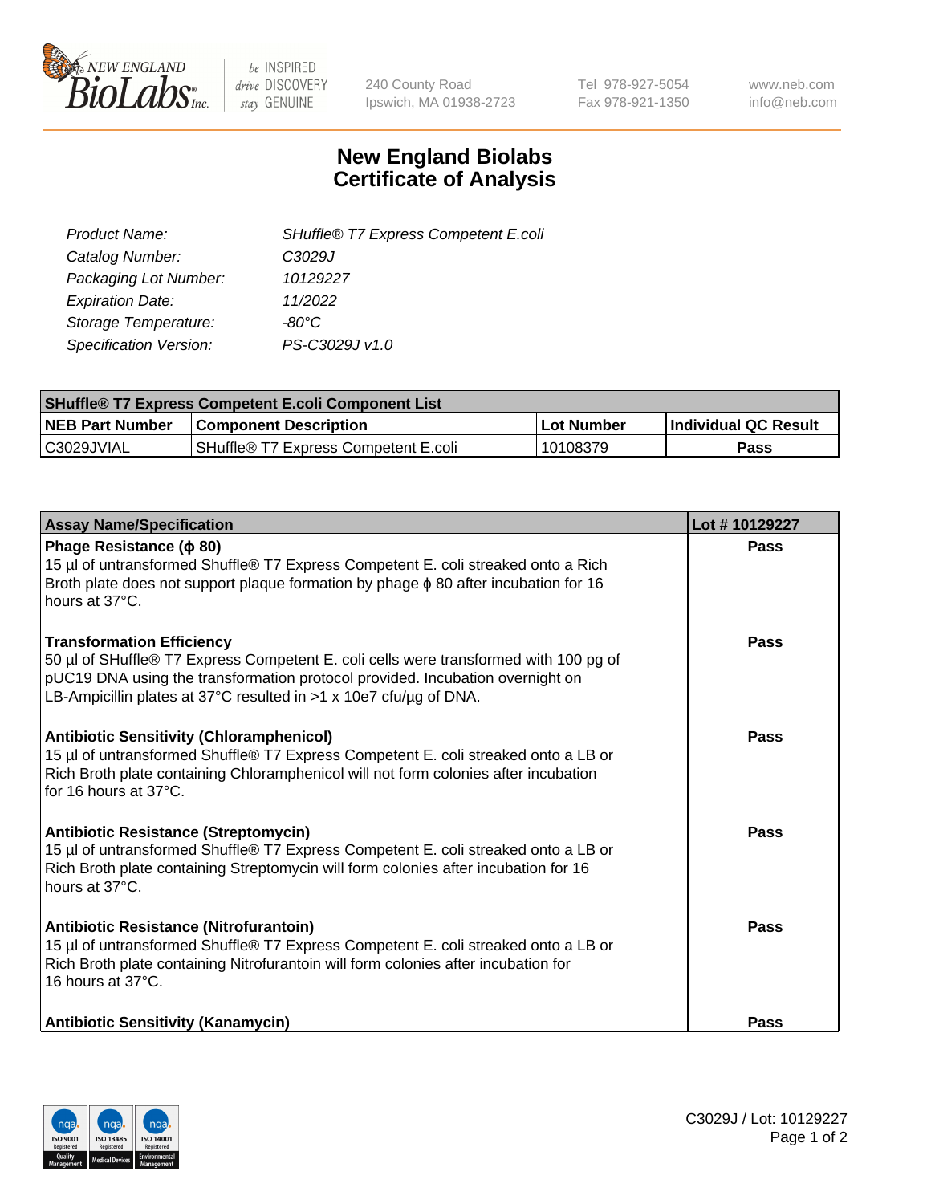# New England Biolabs Certificate of Analysis

| | |
|---|---|
| *Product Name:* | *SHuffle® T7 Express Competent E.coli* |
| *Catalog Number:* | *C3029J* |
| *Packaging Lot Number:* | *10129227* |
| *Expiration Date:* | *11/2022* |
| *Storage Temperature:* | *-80°C* |
| *Specification Version:* | *PS-C3029J v1.0* |

| SHuffle® T7 Express Competent E.coli Component List | | | |
|---|---|---|---|
| **NEB Part Number** | **Component Description** | **Lot Number** | **Individual QC Result** |
| C3029JVIAL | SHuffle® T7 Express Competent E.coli | 10108379 | **Pass** |

| Assay Name/Specification | Lot # 10129227 |
|---|---|
| **Phage Resistance (ϕ 80)** 15 µl of untransformed Shuffle® T7 Express Competent E. coli streaked onto a Rich Broth plate does not support plaque formation by phage ϕ 80 after incubation for 16 hours at 37°C. | **Pass** |
| **Transformation Efficiency** 50 µl of SHuffle® T7 Express Competent E. coli cells were transformed with 100 pg of pUC19 DNA using the transformation protocol provided. Incubation overnight on LB-Ampicillin plates at 37°C resulted in >1 x 10e7 cfu/µg of DNA. | **Pass** |
| **Antibiotic Sensitivity (Chloramphenicol)** 15 µl of untransformed Shuffle® T7 Express Competent E. coli streaked onto a LB or Rich Broth plate containing Chloramphenicol will not form colonies after incubation for 16 hours at 37°C. | **Pass** |
| **Antibiotic Resistance (Streptomycin)** 15 µl of untransformed Shuffle® T7 Express Competent E. coli streaked onto a LB or Rich Broth plate containing Streptomycin will form colonies after incubation for 16 hours at 37°C. | **Pass** |
| **Antibiotic Resistance (Nitrofurantoin)** 15 µl of untransformed Shuffle® T7 Express Competent E. coli streaked onto a LB or Rich Broth plate containing Nitrofurantoin will form colonies after incubation for 16 hours at 37°C. | **Pass** |
| **Antibiotic Sensitivity (Kanamycin)** | **Pass** |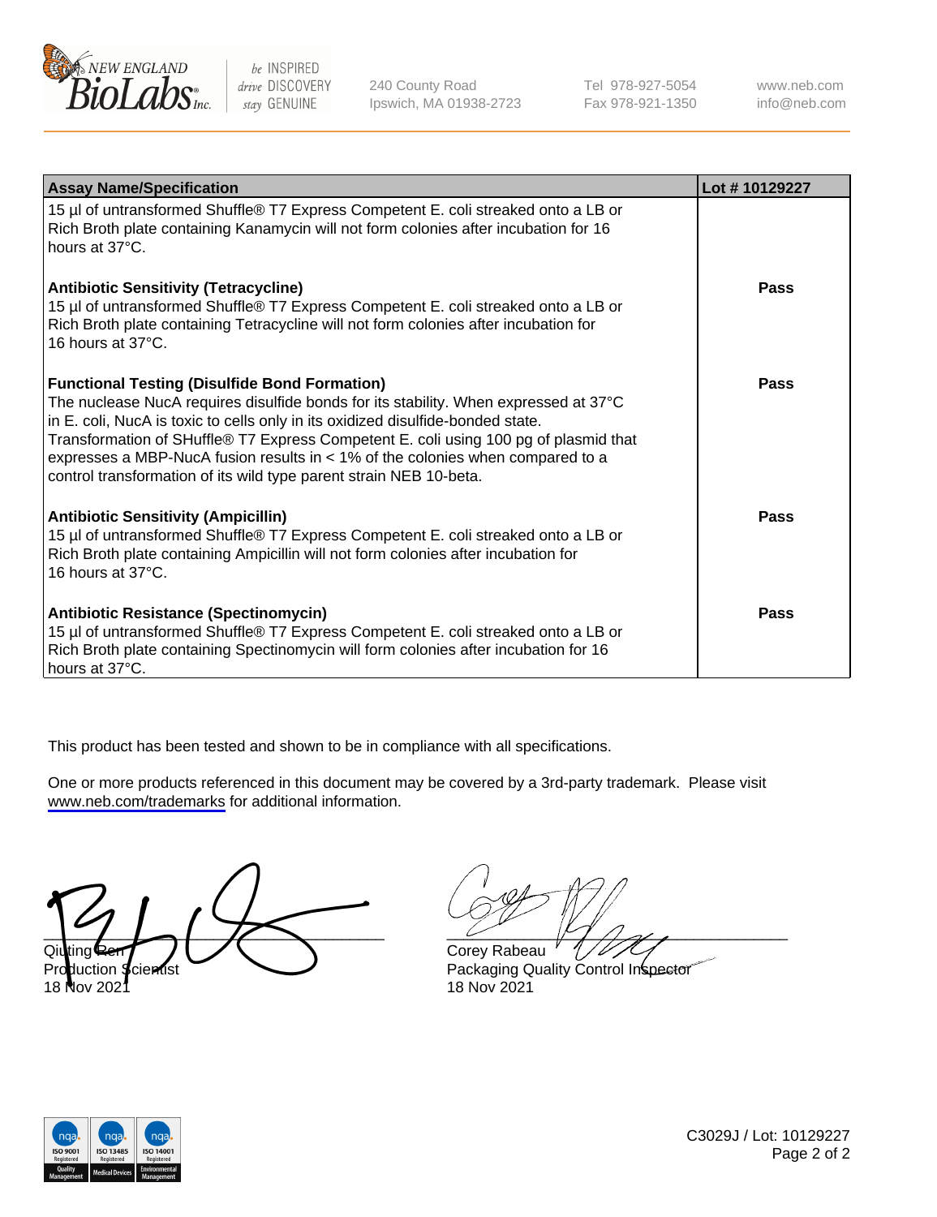| Assay Name/Specification | Lot # 10129227 |
|---|---|
| 15 µl of untransformed Shuffle® T7 Express Competent E. coli streaked onto a LB or Rich Broth plate containing Kanamycin will not form colonies after incubation for 16 hours at 37°C. | |
| **Antibiotic Sensitivity (Tetracycline)** 15 µl of untransformed Shuffle® T7 Express Competent E. coli streaked onto a LB or Rich Broth plate containing Tetracycline will not form colonies after incubation for 16 hours at 37°C. | **Pass** |
| **Functional Testing (Disulfide Bond Formation)** The nuclease NucA requires disulfide bonds for its stability. When expressed at 37°C in E. coli, NucA is toxic to cells only in its oxidized disulfide-bonded state. Transformation of SHuffle® T7 Express Competent E. coli using 100 pg of plasmid that expresses a MBP-NucA fusion results in < 1% of the colonies when compared to a control transformation of its wild type parent strain NEB 10-beta. | **Pass** |
| **Antibiotic Sensitivity (Ampicillin)** 15 µl of untransformed Shuffle® T7 Express Competent E. coli streaked onto a LB or Rich Broth plate containing Ampicillin will not form colonies after incubation for 16 hours at 37°C. | **Pass** |
| **Antibiotic Resistance (Spectinomycin)** 15 µl of untransformed Shuffle® T7 Express Competent E. coli streaked onto a LB or Rich Broth plate containing Spectinomycin will form colonies after incubation for 16 hours at 37°C. | **Pass** |

This product has been tested and shown to be in compliance with all specifications.

One or more products referenced in this document may be covered by a 3rd-party trademark. Please visit www.neb.com/trademarks for additional information.

Qiuting Ren
Production Scientist
18 Nov 2021

Corey Rabeau
Packaging Quality Control Inspector
18 Nov 2021

C3029J / Lot: 10129227